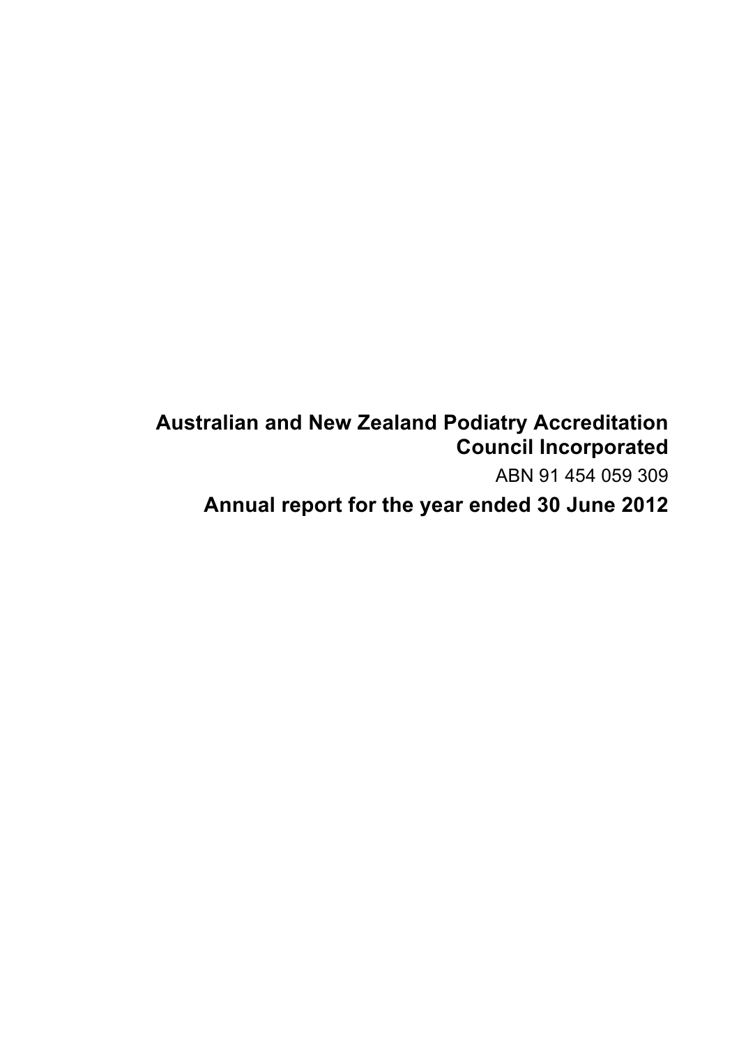# Australian and New Zealand Podiatry Accreditation Council Incorporated

ABN 91 454 059 309

## Annual report for the year ended 30 June 2012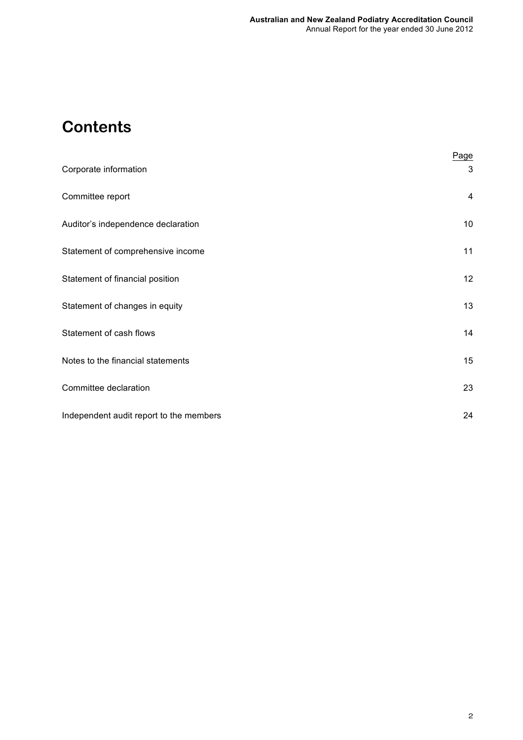# Contents

| | Page |
|---|---|
| Corporate information | 3 |
| Committee report | 4 |
| Auditor's independence declaration | 10 |
| Statement of comprehensive income | 11 |
| Statement of financial position | 12 |
| Statement of changes in equity | 13 |
| Statement of cash flows | 14 |
| Notes to the financial statements | 15 |
| Committee declaration | 23 |
| Independent audit report to the members | 24 |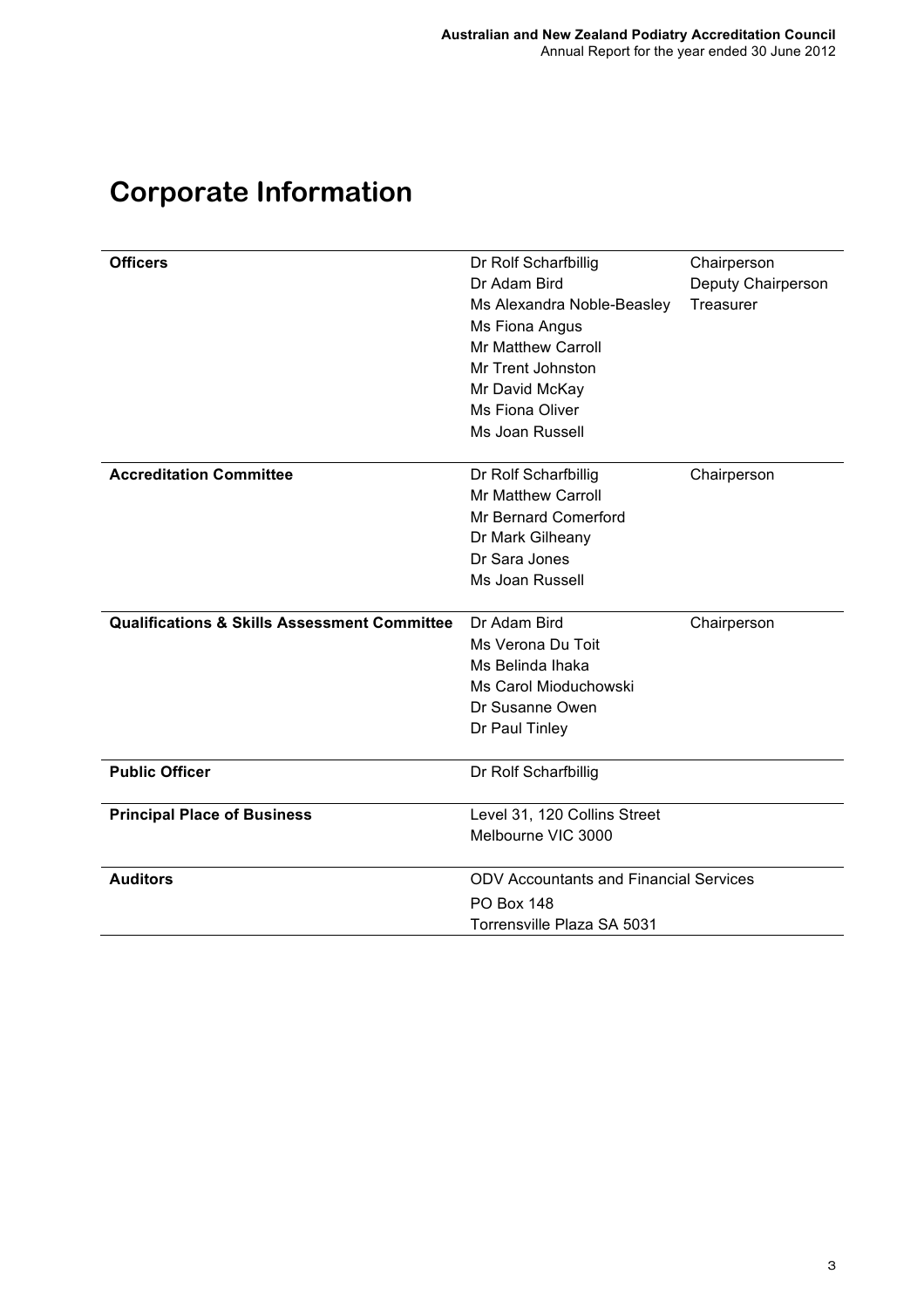# Corporate Information

| | | |
|---|---|---|
| **Officers** | Dr Rolf Scharfbillig | Chairperson |
| | Dr Adam Bird | Deputy Chairperson |
| | Ms Alexandra Noble-Beasley | Treasurer |
| | Ms Fiona Angus | |
| | Mr Matthew Carroll | |
| | Mr Trent Johnston | |
| | Mr David McKay | |
| | Ms Fiona Oliver | |
| | Ms Joan Russell | |
| **Accreditation Committee** | Dr Rolf Scharfbillig | Chairperson |
| | Mr Matthew Carroll | |
| | Mr Bernard Comerford | |
| | Dr Mark Gilheany | |
| | Dr Sara Jones | |
| | Ms Joan Russell | |
| **Qualifications & Skills Assessment Committee** | Dr Adam Bird | Chairperson |
| | Ms Verona Du Toit | |
| | Ms Belinda Ihaka | |
| | Ms Carol Mioduchowski | |
| | Dr Susanne Owen | |
| | Dr Paul Tinley | |
| **Public Officer** | Dr Rolf Scharfbillig | |
| **Principal Place of Business** | Level 31, 120 Collins Street | |
| | Melbourne VIC 3000 | |
| **Auditors** | ODV Accountants and Financial Services | |
| | PO Box 148 | |
| | Torrensville Plaza SA 5031 | |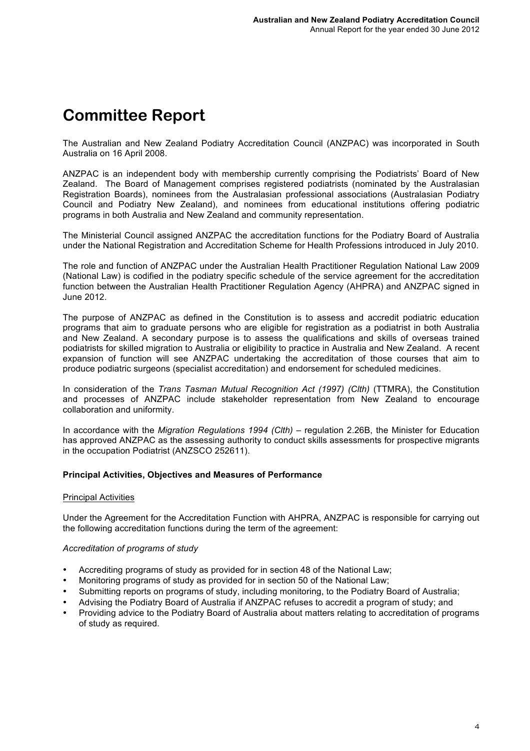# Committee Report

The Australian and New Zealand Podiatry Accreditation Council (ANZPAC) was incorporated in South Australia on 16 April 2008.

ANZPAC is an independent body with membership currently comprising the Podiatrists' Board of New Zealand. The Board of Management comprises registered podiatrists (nominated by the Australasian Registration Boards), nominees from the Australasian professional associations (Australasian Podiatry Council and Podiatry New Zealand), and nominees from educational institutions offering podiatric programs in both Australia and New Zealand and community representation.

The Ministerial Council assigned ANZPAC the accreditation functions for the Podiatry Board of Australia under the National Registration and Accreditation Scheme for Health Professions introduced in July 2010.

The role and function of ANZPAC under the Australian Health Practitioner Regulation National Law 2009 (National Law) is codified in the podiatry specific schedule of the service agreement for the accreditation function between the Australian Health Practitioner Regulation Agency (AHPRA) and ANZPAC signed in June 2012.

The purpose of ANZPAC as defined in the Constitution is to assess and accredit podiatric education programs that aim to graduate persons who are eligible for registration as a podiatrist in both Australia and New Zealand. A secondary purpose is to assess the qualifications and skills of overseas trained podiatrists for skilled migration to Australia or eligibility to practice in Australia and New Zealand. A recent expansion of function will see ANZPAC undertaking the accreditation of those courses that aim to produce podiatric surgeons (specialist accreditation) and endorsement for scheduled medicines.

In consideration of the *Trans Tasman Mutual Recognition Act (1997) (Clth)* (TTMRA), the Constitution and processes of ANZPAC include stakeholder representation from New Zealand to encourage collaboration and uniformity.

In accordance with the *Migration Regulations 1994 (Clth)* – regulation 2.26B, the Minister for Education has approved ANZPAC as the assessing authority to conduct skills assessments for prospective migrants in the occupation Podiatrist (ANZSCO 252611).

**Principal Activities, Objectives and Measures of Performance**

<u>Principal Activities</u>

Under the Agreement for the Accreditation Function with AHPRA, ANZPAC is responsible for carrying out the following accreditation functions during the term of the agreement:

*Accreditation of programs of study*

- Accrediting programs of study as provided for in section 48 of the National Law;
- Monitoring programs of study as provided for in section 50 of the National Law;
- Submitting reports on programs of study, including monitoring, to the Podiatry Board of Australia;
- Advising the Podiatry Board of Australia if ANZPAC refuses to accredit a program of study; and
- Providing advice to the Podiatry Board of Australia about matters relating to accreditation of programs of study as required.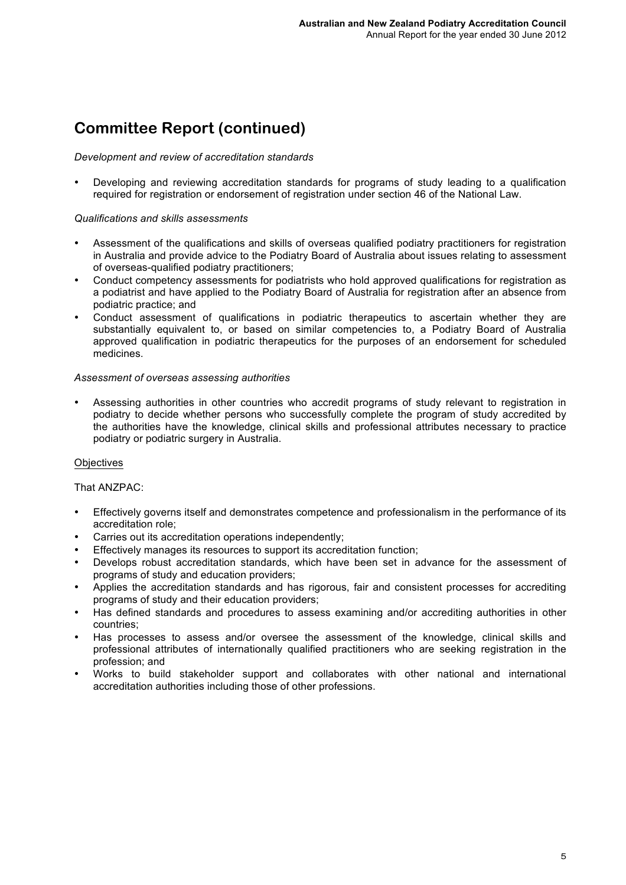# Committee Report (continued)

*Development and review of accreditation standards*

- Developing and reviewing accreditation standards for programs of study leading to a qualification required for registration or endorsement of registration under section 46 of the National Law.

*Qualifications and skills assessments*

- Assessment of the qualifications and skills of overseas qualified podiatry practitioners for registration in Australia and provide advice to the Podiatry Board of Australia about issues relating to assessment of overseas-qualified podiatry practitioners;
- Conduct competency assessments for podiatrists who hold approved qualifications for registration as a podiatrist and have applied to the Podiatry Board of Australia for registration after an absence from podiatric practice; and
- Conduct assessment of qualifications in podiatric therapeutics to ascertain whether they are substantially equivalent to, or based on similar competencies to, a Podiatry Board of Australia approved qualification in podiatric therapeutics for the purposes of an endorsement for scheduled medicines.

*Assessment of overseas assessing authorities*

- Assessing authorities in other countries who accredit programs of study relevant to registration in podiatry to decide whether persons who successfully complete the program of study accredited by the authorities have the knowledge, clinical skills and professional attributes necessary to practice podiatry or podiatric surgery in Australia.

Objectives

That ANZPAC:

- Effectively governs itself and demonstrates competence and professionalism in the performance of its accreditation role;
- Carries out its accreditation operations independently;
- Effectively manages its resources to support its accreditation function;
- Develops robust accreditation standards, which have been set in advance for the assessment of programs of study and education providers;
- Applies the accreditation standards and has rigorous, fair and consistent processes for accrediting programs of study and their education providers;
- Has defined standards and procedures to assess examining and/or accrediting authorities in other countries;
- Has processes to assess and/or oversee the assessment of the knowledge, clinical skills and professional attributes of internationally qualified practitioners who are seeking registration in the profession; and
- Works to build stakeholder support and collaborates with other national and international accreditation authorities including those of other professions.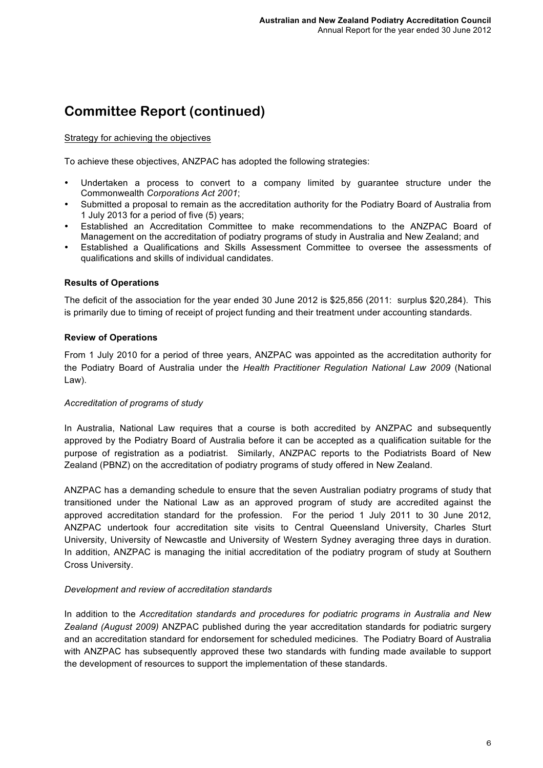# Committee Report (continued)

Strategy for achieving the objectives

To achieve these objectives, ANZPAC has adopted the following strategies:

- Undertaken a process to convert to a company limited by guarantee structure under the Commonwealth *Corporations Act 2001*;
- Submitted a proposal to remain as the accreditation authority for the Podiatry Board of Australia from 1 July 2013 for a period of five (5) years;
- Established an Accreditation Committee to make recommendations to the ANZPAC Board of Management on the accreditation of podiatry programs of study in Australia and New Zealand; and
- Established a Qualifications and Skills Assessment Committee to oversee the assessments of qualifications and skills of individual candidates.

**Results of Operations**

The deficit of the association for the year ended 30 June 2012 is $25,856 (2011: surplus $20,284). This is primarily due to timing of receipt of project funding and their treatment under accounting standards.

**Review of Operations**

From 1 July 2010 for a period of three years, ANZPAC was appointed as the accreditation authority for the Podiatry Board of Australia under the *Health Practitioner Regulation National Law 2009* (National Law).

*Accreditation of programs of study*

In Australia, National Law requires that a course is both accredited by ANZPAC and subsequently approved by the Podiatry Board of Australia before it can be accepted as a qualification suitable for the purpose of registration as a podiatrist. Similarly, ANZPAC reports to the Podiatrists Board of New Zealand (PBNZ) on the accreditation of podiatry programs of study offered in New Zealand.

ANZPAC has a demanding schedule to ensure that the seven Australian podiatry programs of study that transitioned under the National Law as an approved program of study are accredited against the approved accreditation standard for the profession. For the period 1 July 2011 to 30 June 2012, ANZPAC undertook four accreditation site visits to Central Queensland University, Charles Sturt University, University of Newcastle and University of Western Sydney averaging three days in duration. In addition, ANZPAC is managing the initial accreditation of the podiatry program of study at Southern Cross University.

*Development and review of accreditation standards*

In addition to the *Accreditation standards and procedures for podiatric programs in Australia and New Zealand (August 2009)* ANZPAC published during the year accreditation standards for podiatric surgery and an accreditation standard for endorsement for scheduled medicines. The Podiatry Board of Australia with ANZPAC has subsequently approved these two standards with funding made available to support the development of resources to support the implementation of these standards.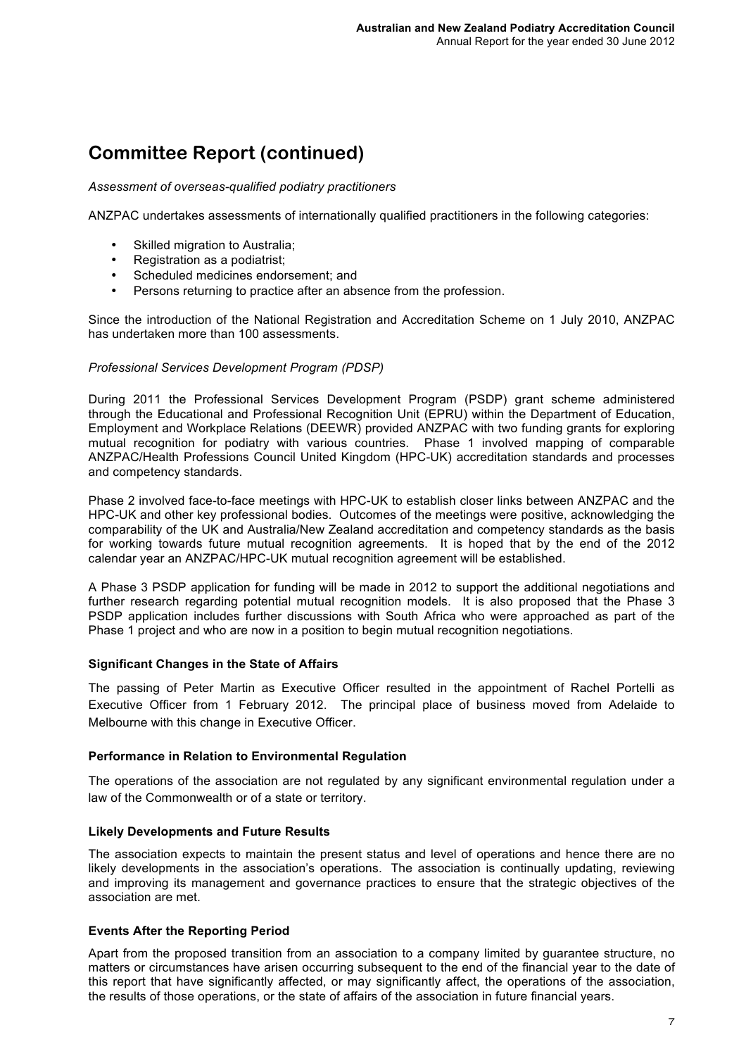# Committee Report (continued)

*Assessment of overseas-qualified podiatry practitioners*

ANZPAC undertakes assessments of internationally qualified practitioners in the following categories:

- Skilled migration to Australia;
- Registration as a podiatrist;
- Scheduled medicines endorsement; and
- Persons returning to practice after an absence from the profession.

Since the introduction of the National Registration and Accreditation Scheme on 1 July 2010, ANZPAC has undertaken more than 100 assessments.

*Professional Services Development Program (PDSP)*

During 2011 the Professional Services Development Program (PSDP) grant scheme administered through the Educational and Professional Recognition Unit (EPRU) within the Department of Education, Employment and Workplace Relations (DEEWR) provided ANZPAC with two funding grants for exploring mutual recognition for podiatry with various countries. Phase 1 involved mapping of comparable ANZPAC/Health Professions Council United Kingdom (HPC-UK) accreditation standards and processes and competency standards.

Phase 2 involved face-to-face meetings with HPC-UK to establish closer links between ANZPAC and the HPC-UK and other key professional bodies. Outcomes of the meetings were positive, acknowledging the comparability of the UK and Australia/New Zealand accreditation and competency standards as the basis for working towards future mutual recognition agreements. It is hoped that by the end of the 2012 calendar year an ANZPAC/HPC-UK mutual recognition agreement will be established.

A Phase 3 PSDP application for funding will be made in 2012 to support the additional negotiations and further research regarding potential mutual recognition models. It is also proposed that the Phase 3 PSDP application includes further discussions with South Africa who were approached as part of the Phase 1 project and who are now in a position to begin mutual recognition negotiations.

### Significant Changes in the State of Affairs

The passing of Peter Martin as Executive Officer resulted in the appointment of Rachel Portelli as Executive Officer from 1 February 2012. The principal place of business moved from Adelaide to Melbourne with this change in Executive Officer.

### Performance in Relation to Environmental Regulation

The operations of the association are not regulated by any significant environmental regulation under a law of the Commonwealth or of a state or territory.

### Likely Developments and Future Results

The association expects to maintain the present status and level of operations and hence there are no likely developments in the association's operations. The association is continually updating, reviewing and improving its management and governance practices to ensure that the strategic objectives of the association are met.

### Events After the Reporting Period

Apart from the proposed transition from an association to a company limited by guarantee structure, no matters or circumstances have arisen occurring subsequent to the end of the financial year to the date of this report that have significantly affected, or may significantly affect, the operations of the association, the results of those operations, or the state of affairs of the association in future financial years.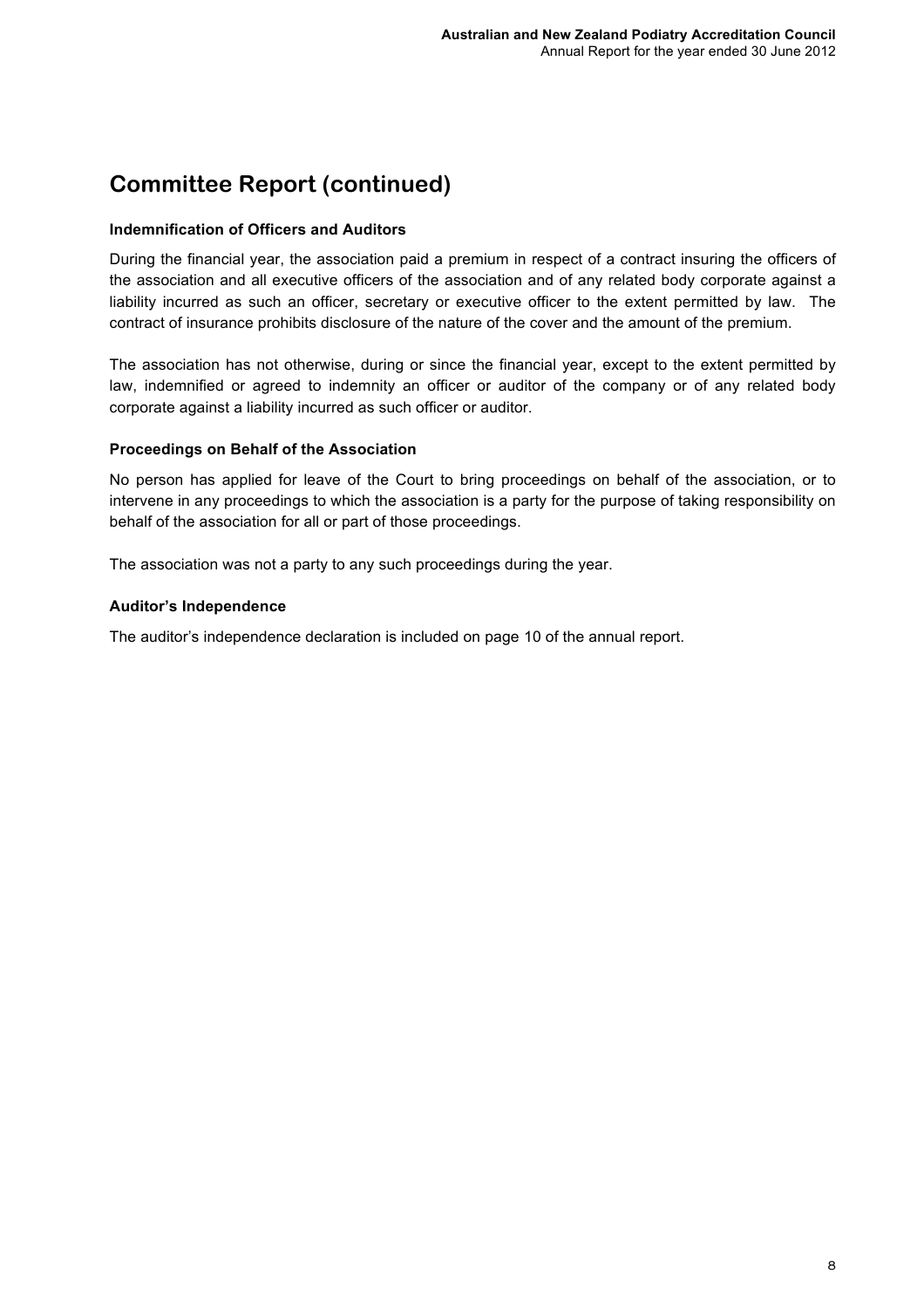# Committee Report (continued)

### Indemnification of Officers and Auditors

During the financial year, the association paid a premium in respect of a contract insuring the officers of the association and all executive officers of the association and of any related body corporate against a liability incurred as such an officer, secretary or executive officer to the extent permitted by law. The contract of insurance prohibits disclosure of the nature of the cover and the amount of the premium.

The association has not otherwise, during or since the financial year, except to the extent permitted by law, indemnified or agreed to indemnity an officer or auditor of the company or of any related body corporate against a liability incurred as such officer or auditor.

### Proceedings on Behalf of the Association

No person has applied for leave of the Court to bring proceedings on behalf of the association, or to intervene in any proceedings to which the association is a party for the purpose of taking responsibility on behalf of the association for all or part of those proceedings.

The association was not a party to any such proceedings during the year.

### Auditor's Independence

The auditor's independence declaration is included on page 10 of the annual report.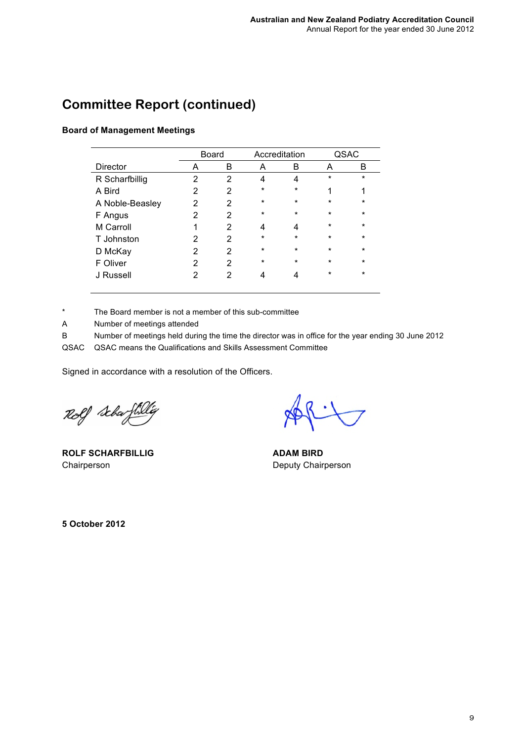## Committee Report (continued)

**Board of Management Meetings**

| | Board | | Accreditation | | QSAC | |
|---|---|---|---|---|---|---|
| Director | A | B | A | B | A | B |
| R Scharfbillig | 2 | 2 | 4 | 4 | * | * |
| A Bird | 2 | 2 | * | * | 1 | 1 |
| A Noble-Beasley | 2 | 2 | * | * | * | * |
| F Angus | 2 | 2 | * | * | * | * |
| M Carroll | 1 | 2 | 4 | 4 | * | * |
| T Johnston | 2 | 2 | * | * | * | * |
| D McKay | 2 | 2 | * | * | * | * |
| F Oliver | 2 | 2 | * | * | * | * |
| J Russell | 2 | 2 | 4 | 4 | * | * |

\* The Board member is not a member of this sub-committee

A Number of meetings attended

B Number of meetings held during the time the director was in office for the year ending 30 June 2012

QSAC QSAC means the Qualifications and Skills Assessment Committee

Signed in accordance with a resolution of the Officers.

**ROLF SCHARFBILLIG**
Chairperson

**ADAM BIRD**
Deputy Chairperson

**5 October 2012**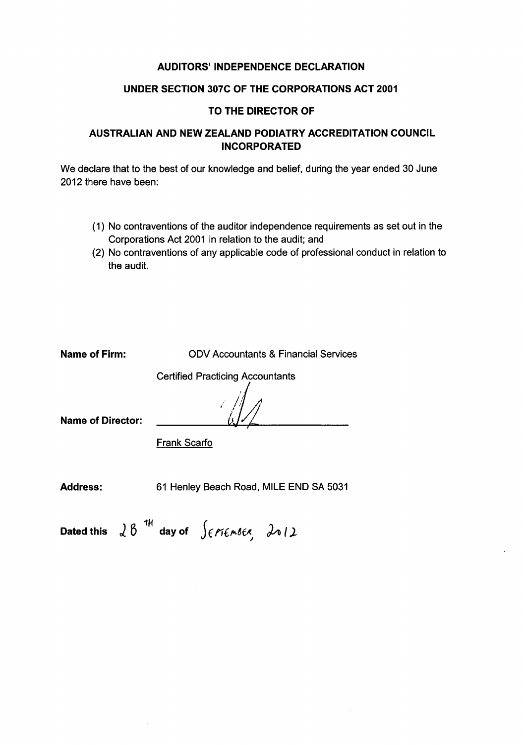**AUDITORS' INDEPENDENCE DECLARATION**

**UNDER SECTION 307C OF THE CORPORATIONS ACT 2001**

**TO THE DIRECTOR OF**

**AUSTRALIAN AND NEW ZEALAND PODIATRY ACCREDITATION COUNCIL INCORPORATED**

We declare that to the best of our knowledge and belief, during the year ended 30 June 2012 there have been:

(1) No contraventions of the auditor independence requirements as set out in the Corporations Act 2001 in relation to the audit; and

(2) No contraventions of any applicable code of professional conduct in relation to the audit.

**Name of Firm:** ODV Accountants & Financial Services

Certified Practicing Accountants

**Name of Director:** ______________________

Frank Scarfo

**Address:** 61 Henley Beach Road, MILE END SA 5031

**Dated this** 28 TH **day of** SEPTEMBER, 2012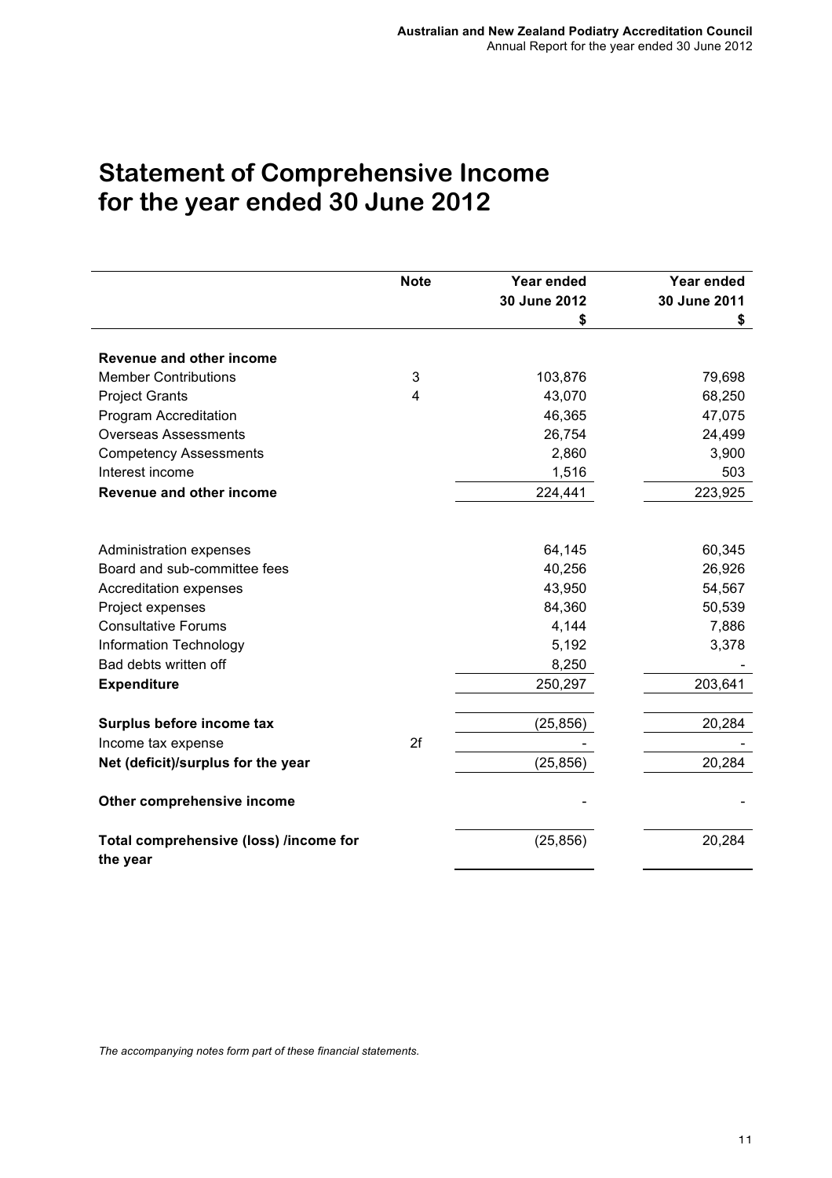# Statement of Comprehensive Income for the year ended 30 June 2012

| | Note | Year ended 30 June 2012 $ | Year ended 30 June 2011 $ |
|---|---|---|---|
| **Revenue and other income** | | | |
| Member Contributions | 3 | 103,876 | 79,698 |
| Project Grants | 4 | 43,070 | 68,250 |
| Program Accreditation | | 46,365 | 47,075 |
| Overseas Assessments | | 26,754 | 24,499 |
| Competency Assessments | | 2,860 | 3,900 |
| Interest income | | 1,516 | 503 |
| **Revenue and other income** | | 224,441 | 223,925 |
| | | | |
| Administration expenses | | 64,145 | 60,345 |
| Board and sub-committee fees | | 40,256 | 26,926 |
| Accreditation expenses | | 43,950 | 54,567 |
| Project expenses | | 84,360 | 50,539 |
| Consultative Forums | | 4,144 | 7,886 |
| Information Technology | | 5,192 | 3,378 |
| Bad debts written off | | 8,250 | - |
| **Expenditure** | | 250,297 | 203,641 |
| | | | |
| **Surplus before income tax** | | (25,856) | 20,284 |
| Income tax expense | 2f | - | - |
| **Net (deficit)/surplus for the year** | | (25,856) | 20,284 |
| | | | |
| **Other comprehensive income** | | - | - |
| | | | |
| **Total comprehensive (loss) /income for the year** | | (25,856) | 20,284 |

*The accompanying notes form part of these financial statements.*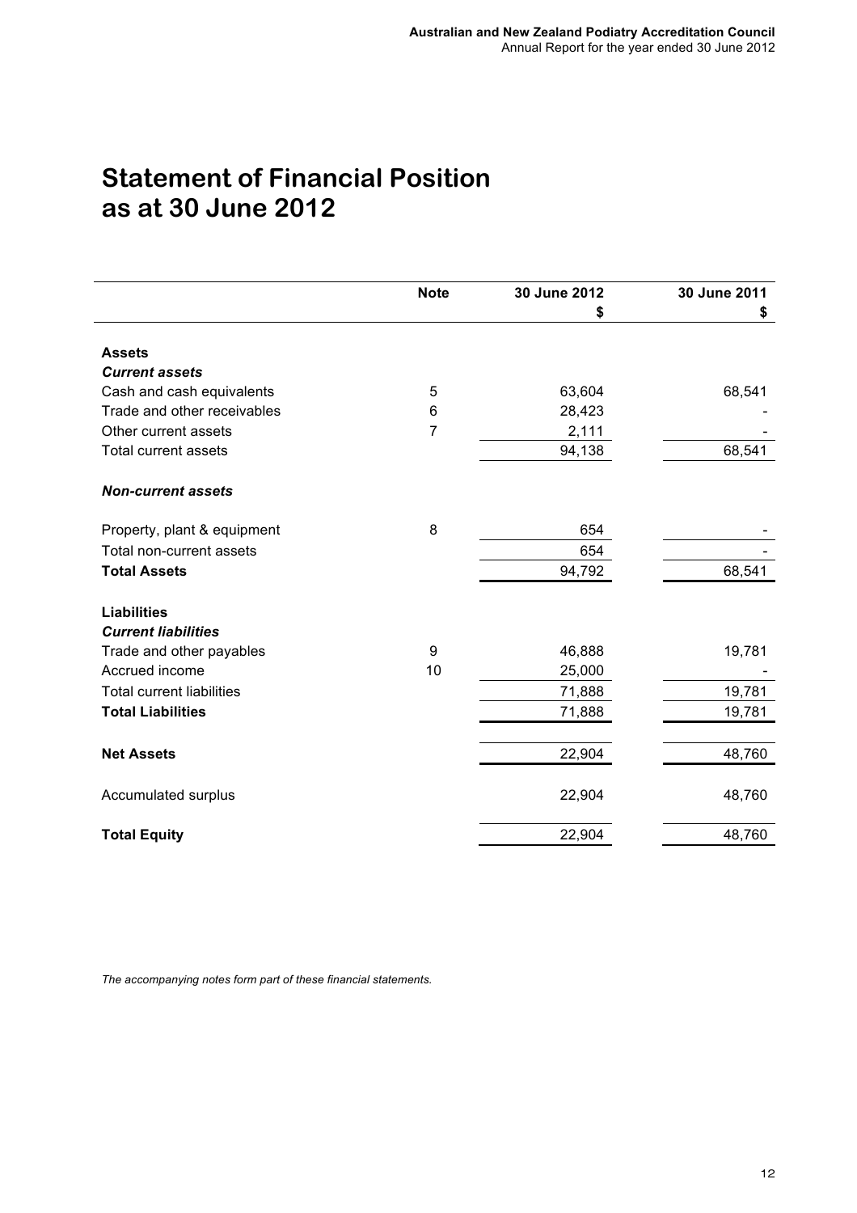# Statement of Financial Position as at 30 June 2012

| | Note | 30 June 2012 $ | 30 June 2011 $ |
|---|---|---|---|
| **Assets** | | | |
| ***Current assets*** | | | |
| Cash and cash equivalents | 5 | 63,604 | 68,541 |
| Trade and other receivables | 6 | 28,423 | - |
| Other current assets | 7 | 2,111 | - |
| Total current assets | | 94,138 | 68,541 |
| ***Non-current assets*** | | | |
| Property, plant & equipment | 8 | 654 | - |
| Total non-current assets | | 654 | - |
| **Total Assets** | | 94,792 | 68,541 |
| **Liabilities** | | | |
| ***Current liabilities*** | | | |
| Trade and other payables | 9 | 46,888 | 19,781 |
| Accrued income | 10 | 25,000 | - |
| Total current liabilities | | 71,888 | 19,781 |
| **Total Liabilities** | | 71,888 | 19,781 |
| **Net Assets** | | 22,904 | 48,760 |
| Accumulated surplus | | 22,904 | 48,760 |
| **Total Equity** | | 22,904 | 48,760 |

*The accompanying notes form part of these financial statements.*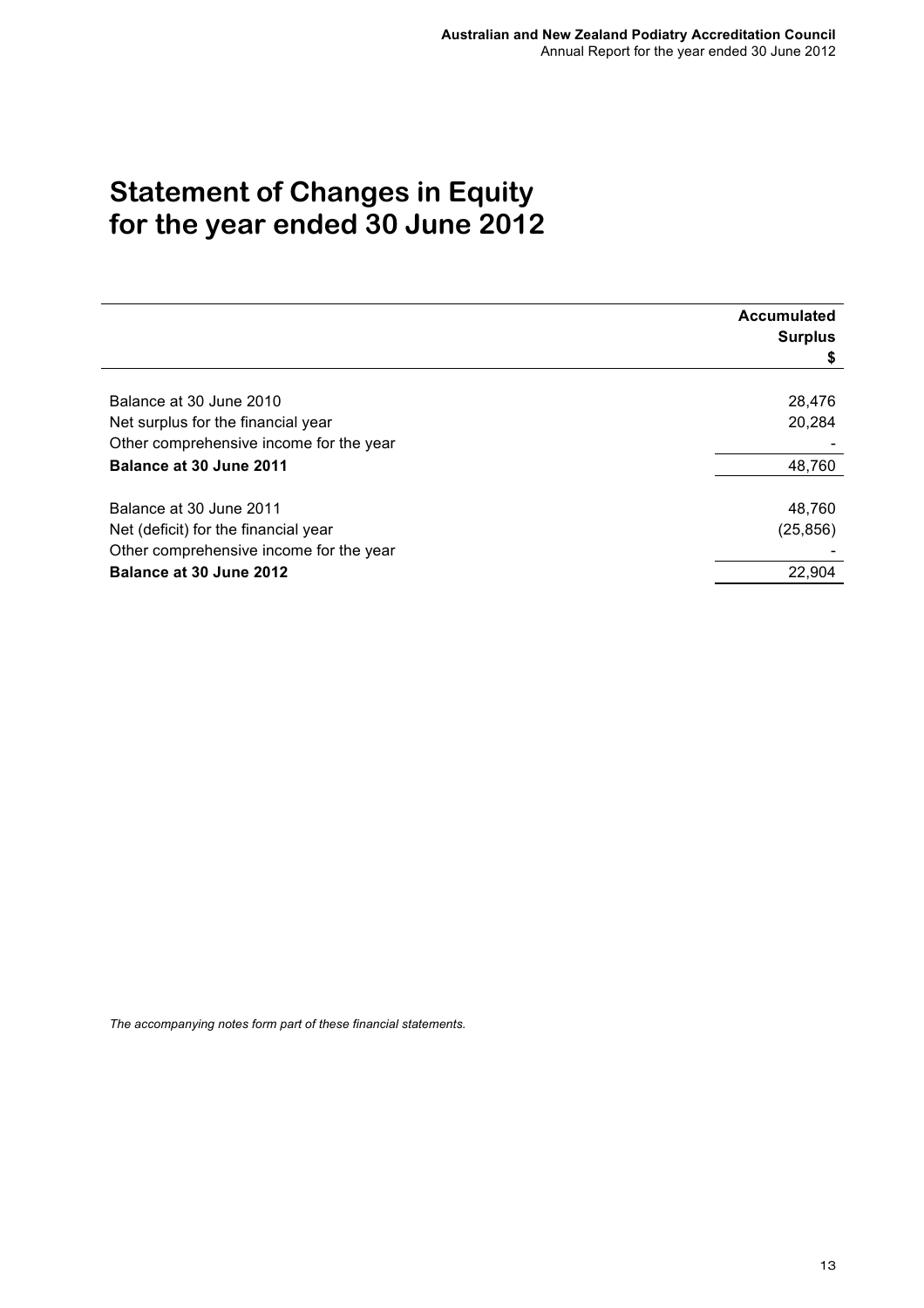# Statement of Changes in Equity for the year ended 30 June 2012

| | Accumulated Surplus $ |
|---|---|
| Balance at 30 June 2010 | 28,476 |
| Net surplus for the financial year | 20,284 |
| Other comprehensive income for the year | - |
| **Balance at 30 June 2011** | 48,760 |
| | |
| Balance at 30 June 2011 | 48,760 |
| Net (deficit) for the financial year | (25,856) |
| Other comprehensive income for the year | - |
| **Balance at 30 June 2012** | 22,904 |

*The accompanying notes form part of these financial statements.*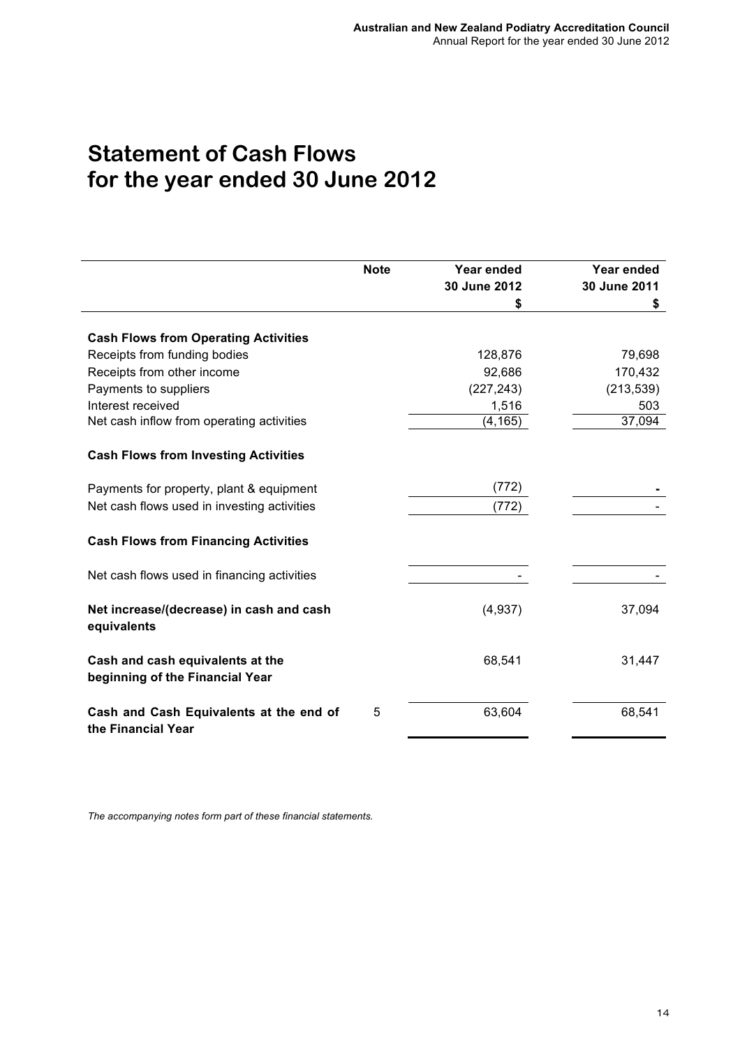# Statement of Cash Flows for the year ended 30 June 2012

| | Note | Year ended 30 June 2012 $ | Year ended 30 June 2011 $ |
|---|---|---|---|
| **Cash Flows from Operating Activities** | | | |
| Receipts from funding bodies | | 128,876 | 79,698 |
| Receipts from other income | | 92,686 | 170,432 |
| Payments to suppliers | | (227,243) | (213,539) |
| Interest received | | 1,516 | 503 |
| Net cash inflow from operating activities | | (4,165) | 37,094 |
| **Cash Flows from Investing Activities** | | | |
| Payments for property, plant & equipment | | (772) | - |
| Net cash flows used in investing activities | | (772) | - |
| **Cash Flows from Financing Activities** | | | |
| Net cash flows used in financing activities | | - | - |
| **Net increase/(decrease) in cash and cash equivalents** | | (4,937) | 37,094 |
| **Cash and cash equivalents at the beginning of the Financial Year** | | 68,541 | 31,447 |
| **Cash and Cash Equivalents at the end of the Financial Year** | 5 | 63,604 | 68,541 |

*The accompanying notes form part of these financial statements.*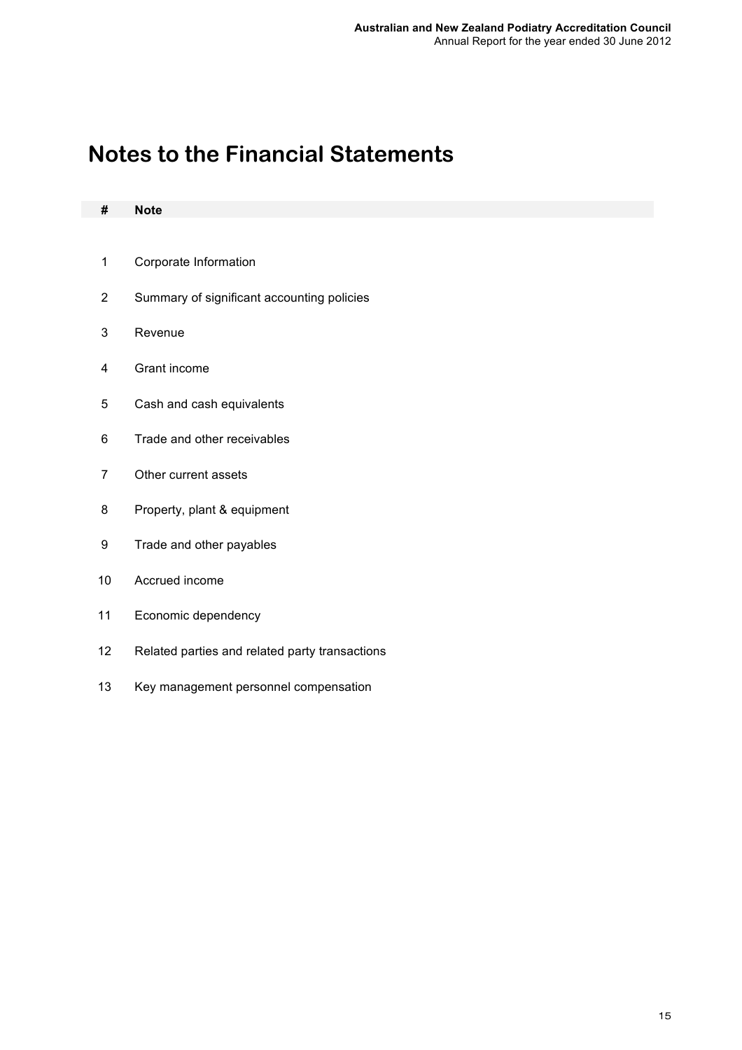# Notes to the Financial Statements

| # | Note |
|---|---|
| 1 | Corporate Information |
| 2 | Summary of significant accounting policies |
| 3 | Revenue |
| 4 | Grant income |
| 5 | Cash and cash equivalents |
| 6 | Trade and other receivables |
| 7 | Other current assets |
| 8 | Property, plant & equipment |
| 9 | Trade and other payables |
| 10 | Accrued income |
| 11 | Economic dependency |
| 12 | Related parties and related party transactions |
| 13 | Key management personnel compensation |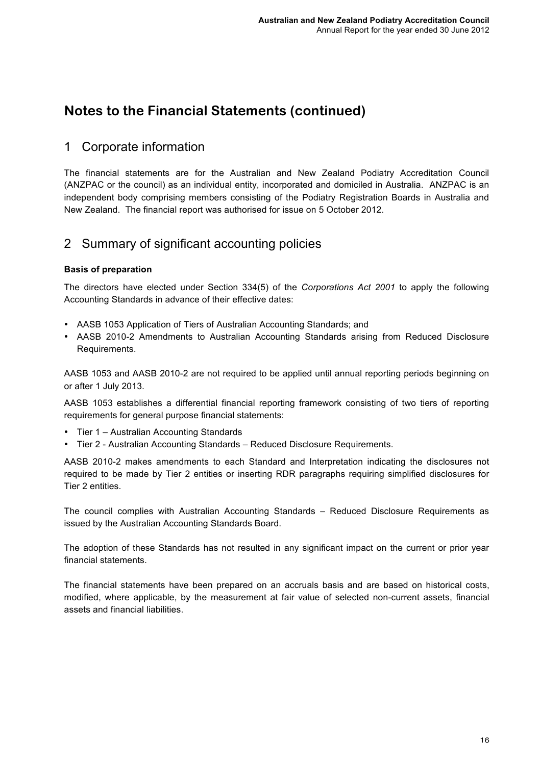# Notes to the Financial Statements (continued)

## 1 Corporate information

The financial statements are for the Australian and New Zealand Podiatry Accreditation Council (ANZPAC or the council) as an individual entity, incorporated and domiciled in Australia. ANZPAC is an independent body comprising members consisting of the Podiatry Registration Boards in Australia and New Zealand. The financial report was authorised for issue on 5 October 2012.

## 2 Summary of significant accounting policies

**Basis of preparation**

The directors have elected under Section 334(5) of the *Corporations Act 2001* to apply the following Accounting Standards in advance of their effective dates:

- AASB 1053 Application of Tiers of Australian Accounting Standards; and
- AASB 2010-2 Amendments to Australian Accounting Standards arising from Reduced Disclosure Requirements.

AASB 1053 and AASB 2010-2 are not required to be applied until annual reporting periods beginning on or after 1 July 2013.

AASB 1053 establishes a differential financial reporting framework consisting of two tiers of reporting requirements for general purpose financial statements:

- Tier 1 – Australian Accounting Standards
- Tier 2 - Australian Accounting Standards – Reduced Disclosure Requirements.

AASB 2010-2 makes amendments to each Standard and Interpretation indicating the disclosures not required to be made by Tier 2 entities or inserting RDR paragraphs requiring simplified disclosures for Tier 2 entities.

The council complies with Australian Accounting Standards – Reduced Disclosure Requirements as issued by the Australian Accounting Standards Board.

The adoption of these Standards has not resulted in any significant impact on the current or prior year financial statements.

The financial statements have been prepared on an accruals basis and are based on historical costs, modified, where applicable, by the measurement at fair value of selected non-current assets, financial assets and financial liabilities.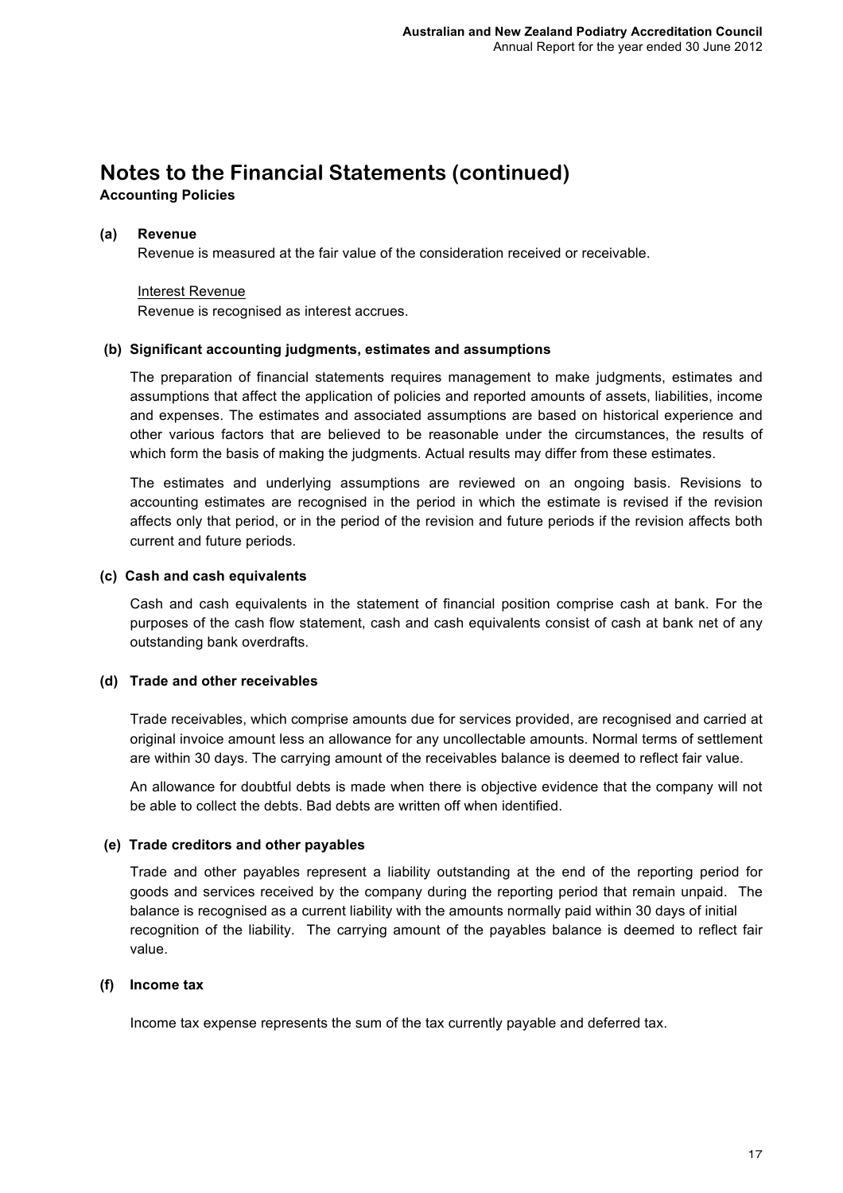# Notes to the Financial Statements (continued)

**Accounting Policies**

### (a) Revenue

Revenue is measured at the fair value of the consideration received or receivable.

Interest Revenue

Revenue is recognised as interest accrues.

### (b) Significant accounting judgments, estimates and assumptions

The preparation of financial statements requires management to make judgments, estimates and assumptions that affect the application of policies and reported amounts of assets, liabilities, income and expenses. The estimates and associated assumptions are based on historical experience and other various factors that are believed to be reasonable under the circumstances, the results of which form the basis of making the judgments. Actual results may differ from these estimates.

The estimates and underlying assumptions are reviewed on an ongoing basis. Revisions to accounting estimates are recognised in the period in which the estimate is revised if the revision affects only that period, or in the period of the revision and future periods if the revision affects both current and future periods.

### (c) Cash and cash equivalents

Cash and cash equivalents in the statement of financial position comprise cash at bank. For the purposes of the cash flow statement, cash and cash equivalents consist of cash at bank net of any outstanding bank overdrafts.

### (d) Trade and other receivables

Trade receivables, which comprise amounts due for services provided, are recognised and carried at original invoice amount less an allowance for any uncollectable amounts. Normal terms of settlement are within 30 days. The carrying amount of the receivables balance is deemed to reflect fair value.

An allowance for doubtful debts is made when there is objective evidence that the company will not be able to collect the debts. Bad debts are written off when identified.

### (e) Trade creditors and other payables

Trade and other payables represent a liability outstanding at the end of the reporting period for goods and services received by the company during the reporting period that remain unpaid. The balance is recognised as a current liability with the amounts normally paid within 30 days of initial recognition of the liability. The carrying amount of the payables balance is deemed to reflect fair value.

### (f) Income tax

Income tax expense represents the sum of the tax currently payable and deferred tax.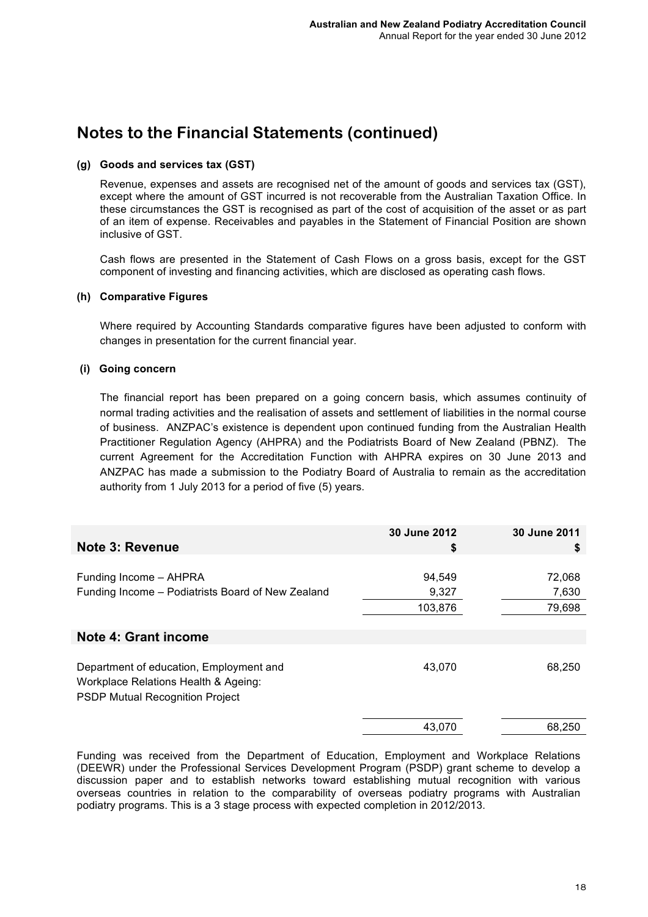# Notes to the Financial Statements (continued)

**(g) Goods and services tax (GST)**

Revenue, expenses and assets are recognised net of the amount of goods and services tax (GST), except where the amount of GST incurred is not recoverable from the Australian Taxation Office. In these circumstances the GST is recognised as part of the cost of acquisition of the asset or as part of an item of expense. Receivables and payables in the Statement of Financial Position are shown inclusive of GST.

Cash flows are presented in the Statement of Cash Flows on a gross basis, except for the GST component of investing and financing activities, which are disclosed as operating cash flows.

**(h) Comparative Figures**

Where required by Accounting Standards comparative figures have been adjusted to conform with changes in presentation for the current financial year.

**(i) Going concern**

The financial report has been prepared on a going concern basis, which assumes continuity of normal trading activities and the realisation of assets and settlement of liabilities in the normal course of business. ANZPAC's existence is dependent upon continued funding from the Australian Health Practitioner Regulation Agency (AHPRA) and the Podiatrists Board of New Zealand (PBNZ). The current Agreement for the Accreditation Function with AHPRA expires on 30 June 2013 and ANZPAC has made a submission to the Podiatry Board of Australia to remain as the accreditation authority from 1 July 2013 for a period of five (5) years.

| **Note 3: Revenue** | **30 June 2012 $** | **30 June 2011 $** |
|---|---|---|
| Funding Income – AHPRA | 94,549 | 72,068 |
| Funding Income – Podiatrists Board of New Zealand | 9,327 | 7,630 |
| | 103,876 | 79,698 |

| **Note 4: Grant income** | **30 June 2012 $** | **30 June 2011 $** |
|---|---|---|
| Department of education, Employment and Workplace Relations Health & Ageing: PSDP Mutual Recognition Project | 43,070 | 68,250 |
| | 43,070 | 68,250 |

Funding was received from the Department of Education, Employment and Workplace Relations (DEEWR) under the Professional Services Development Program (PSDP) grant scheme to develop a discussion paper and to establish networks toward establishing mutual recognition with various overseas countries in relation to the comparability of overseas podiatry programs with Australian podiatry programs. This is a 3 stage process with expected completion in 2012/2013.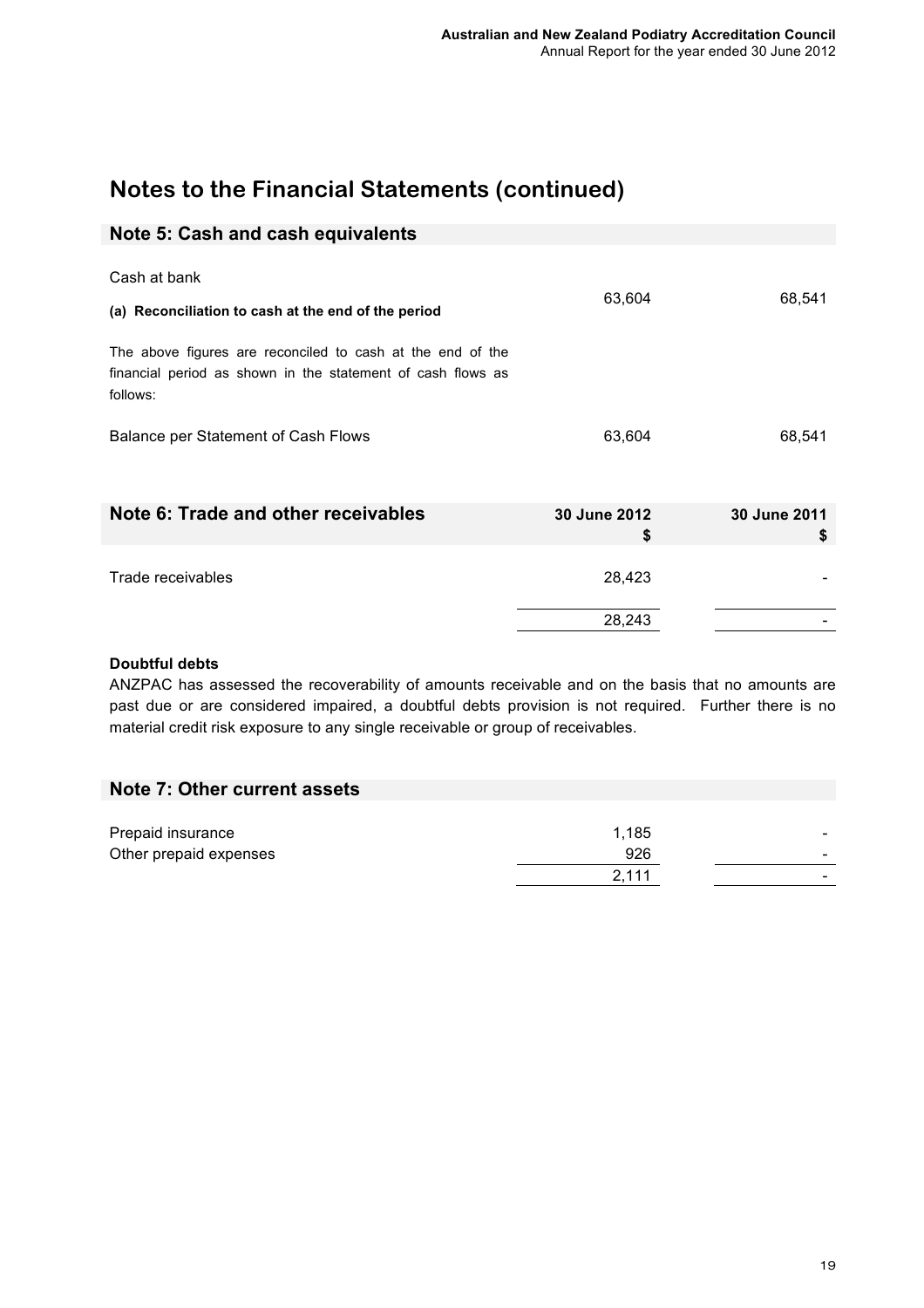# Notes to the Financial Statements (continued)

## Note 5: Cash and cash equivalents

| | | |
|---|---|---|
| Cash at bank | 63,604 | 68,541 |

**(a) Reconciliation to cash at the end of the period**

The above figures are reconciled to cash at the end of the financial period as shown in the statement of cash flows as follows:

| | | |
|---|---|---|
| Balance per Statement of Cash Flows | 63,604 | 68,541 |

## Note 6: Trade and other receivables

| | 30 June 2012 $ | 30 June 2011 $ |
|---|---|---|
| Trade receivables | 28,423 | - |
| | 28,243 | - |

**Doubtful debts**

ANZPAC has assessed the recoverability of amounts receivable and on the basis that no amounts are past due or are considered impaired, a doubtful debts provision is not required. Further there is no material credit risk exposure to any single receivable or group of receivables.

## Note 7: Other current assets

| | | |
|---|---|---|
| Prepaid insurance | 1,185 | - |
| Other prepaid expenses | 926 | - |
| | 2,111 | - |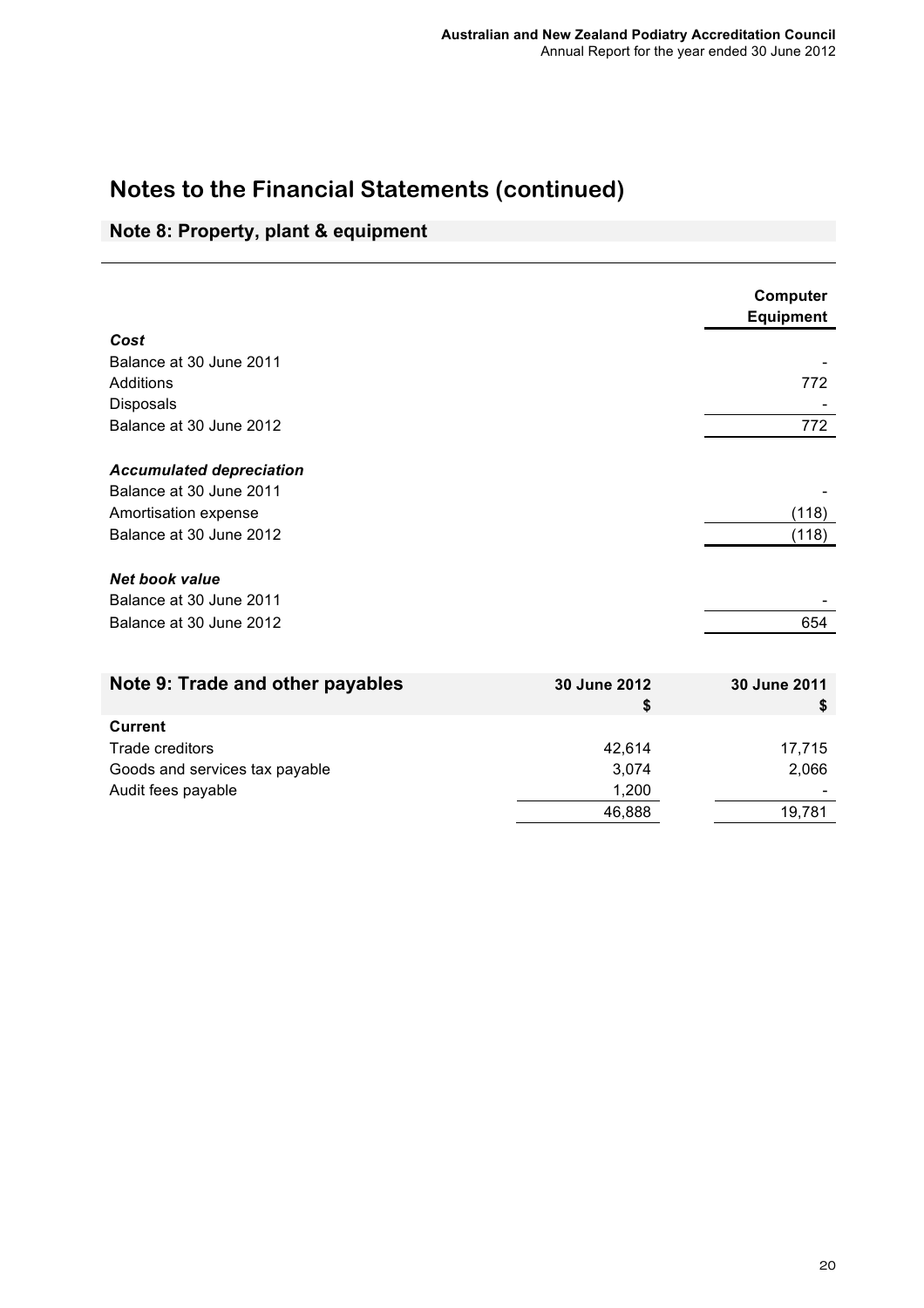# Notes to the Financial Statements (continued)

## Note 8: Property, plant & equipment

| | Computer Equipment |
|---|---:|
| ***Cost*** | |
| Balance at 30 June 2011 | - |
| Additions | 772 |
| Disposals | - |
| Balance at 30 June 2012 | 772 |
| ***Accumulated depreciation*** | |
| Balance at 30 June 2011 | - |
| Amortisation expense | (118) |
| Balance at 30 June 2012 | (118) |
| ***Net book value*** | |
| Balance at 30 June 2011 | - |
| Balance at 30 June 2012 | 654 |

## Note 9: Trade and other payables

| | 30 June 2012<br>$ | 30 June 2011<br>$ |
|---|---:|---:|
| **Current** | | |
| Trade creditors | 42,614 | 17,715 |
| Goods and services tax payable | 3,074 | 2,066 |
| Audit fees payable | 1,200 | - |
| | 46,888 | 19,781 |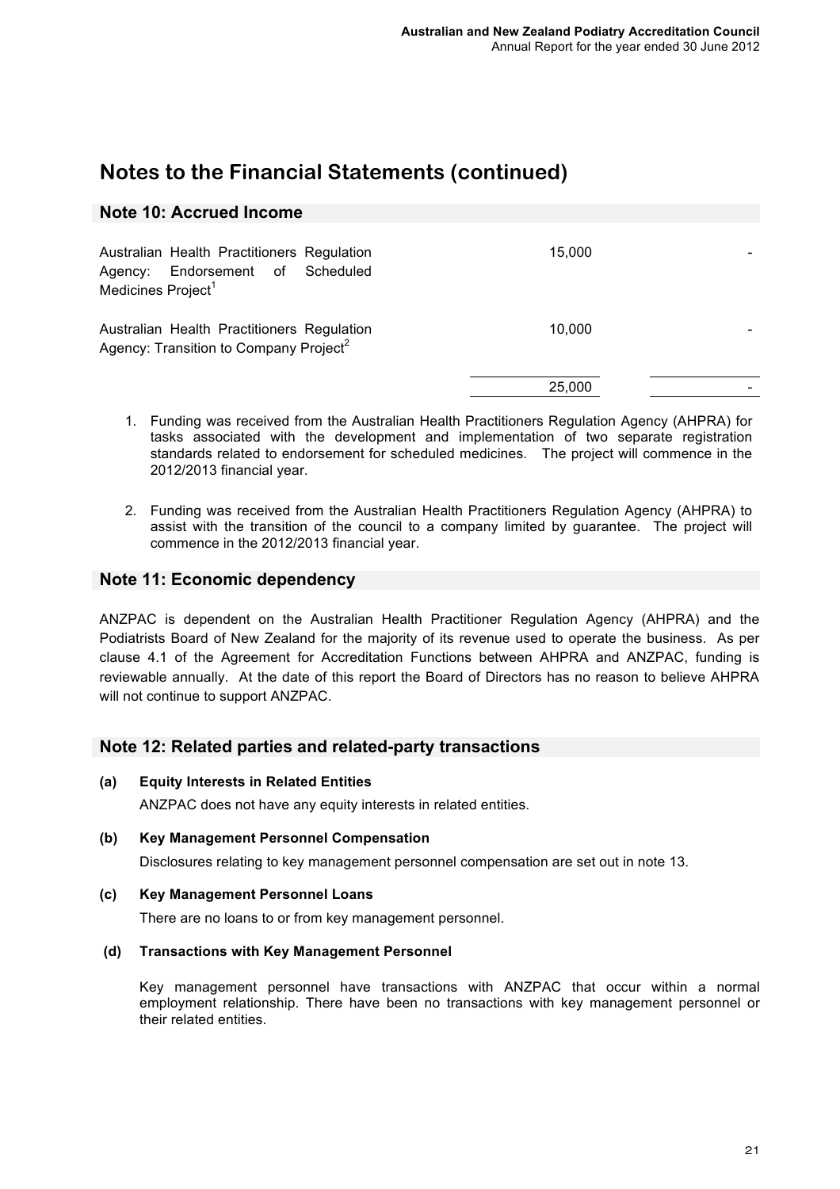# Notes to the Financial Statements (continued)

## Note 10: Accrued Income

| | | |
|---|---|---|
| Australian Health Practitioners Regulation Agency: Endorsement of Scheduled Medicines Project[1] | 15,000 | - |
| Australian Health Practitioners Regulation Agency: Transition to Company Project[2] | 10,000 | - |
| | 25,000 | - |

1. Funding was received from the Australian Health Practitioners Regulation Agency (AHPRA) for tasks associated with the development and implementation of two separate registration standards related to endorsement for scheduled medicines. The project will commence in the 2012/2013 financial year.

2. Funding was received from the Australian Health Practitioners Regulation Agency (AHPRA) to assist with the transition of the council to a company limited by guarantee. The project will commence in the 2012/2013 financial year.

## Note 11: Economic dependency

ANZPAC is dependent on the Australian Health Practitioner Regulation Agency (AHPRA) and the Podiatrists Board of New Zealand for the majority of its revenue used to operate the business. As per clause 4.1 of the Agreement for Accreditation Functions between AHPRA and ANZPAC, funding is reviewable annually. At the date of this report the Board of Directors has no reason to believe AHPRA will not continue to support ANZPAC.

## Note 12: Related parties and related-party transactions

**(a) Equity Interests in Related Entities**

ANZPAC does not have any equity interests in related entities.

**(b) Key Management Personnel Compensation**

Disclosures relating to key management personnel compensation are set out in note 13.

**(c) Key Management Personnel Loans**

There are no loans to or from key management personnel.

**(d) Transactions with Key Management Personnel**

Key management personnel have transactions with ANZPAC that occur within a normal employment relationship. There have been no transactions with key management personnel or their related entities.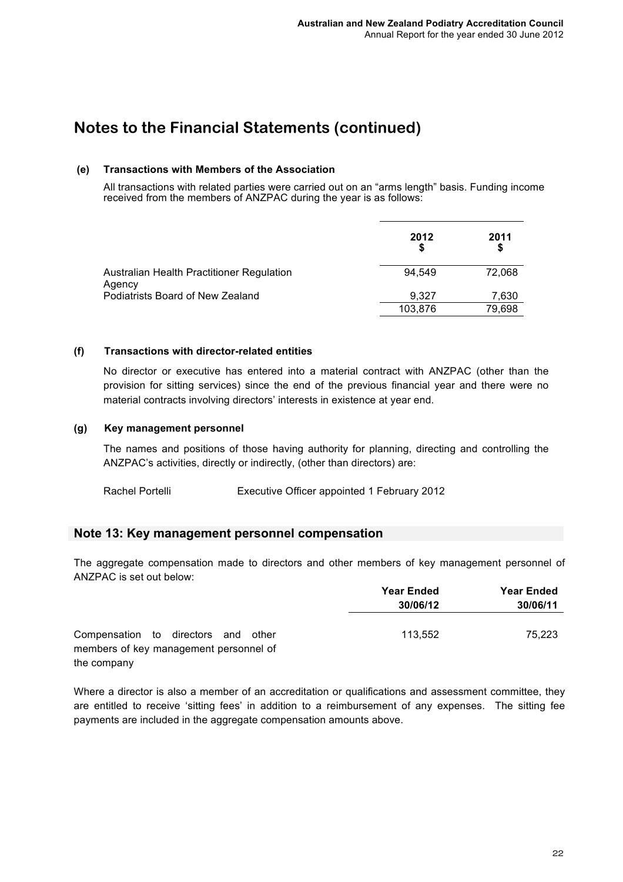# Notes to the Financial Statements (continued)

**(e) Transactions with Members of the Association**

All transactions with related parties were carried out on an "arms length" basis. Funding income received from the members of ANZPAC during the year is as follows:

| | 2012 $ | 2011 $ |
|---|---|---|
| Australian Health Practitioner Regulation Agency | 94,549 | 72,068 |
| Podiatrists Board of New Zealand | 9,327 | 7,630 |
| | 103,876 | 79,698 |

**(f) Transactions with director-related entities**

No director or executive has entered into a material contract with ANZPAC (other than the provision for sitting services) since the end of the previous financial year and there were no material contracts involving directors' interests in existence at year end.

**(g) Key management personnel**

The names and positions of those having authority for planning, directing and controlling the ANZPAC's activities, directly or indirectly, (other than directors) are:

Rachel Portelli Executive Officer appointed 1 February 2012

## Note 13: Key management personnel compensation

The aggregate compensation made to directors and other members of key management personnel of ANZPAC is set out below:

| | Year Ended 30/06/12 | Year Ended 30/06/11 |
|---|---|---|
| Compensation to directors and other members of key management personnel of the company | 113,552 | 75,223 |

Where a director is also a member of an accreditation or qualifications and assessment committee, they are entitled to receive 'sitting fees' in addition to a reimbursement of any expenses. The sitting fee payments are included in the aggregate compensation amounts above.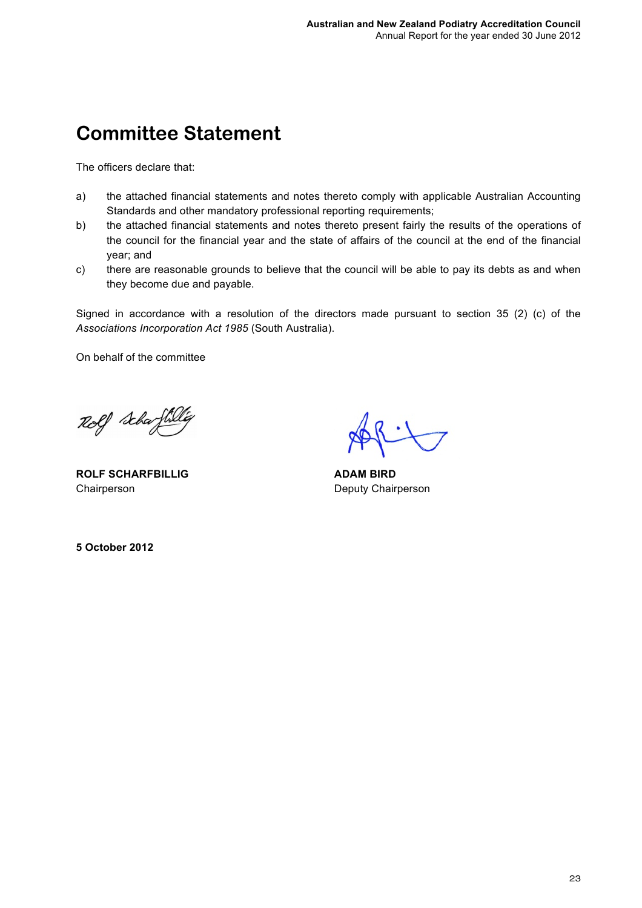# Committee Statement

The officers declare that:

a) the attached financial statements and notes thereto comply with applicable Australian Accounting Standards and other mandatory professional reporting requirements;
b) the attached financial statements and notes thereto present fairly the results of the operations of the council for the financial year and the state of affairs of the council at the end of the financial year; and
c) there are reasonable grounds to believe that the council will be able to pay its debts as and when they become due and payable.

Signed in accordance with a resolution of the directors made pursuant to section 35 (2) (c) of the *Associations Incorporation Act 1985* (South Australia).

On behalf of the committee

**ROLF SCHARFBILLIG**
Chairperson

**ADAM BIRD**
Deputy Chairperson

**5 October 2012**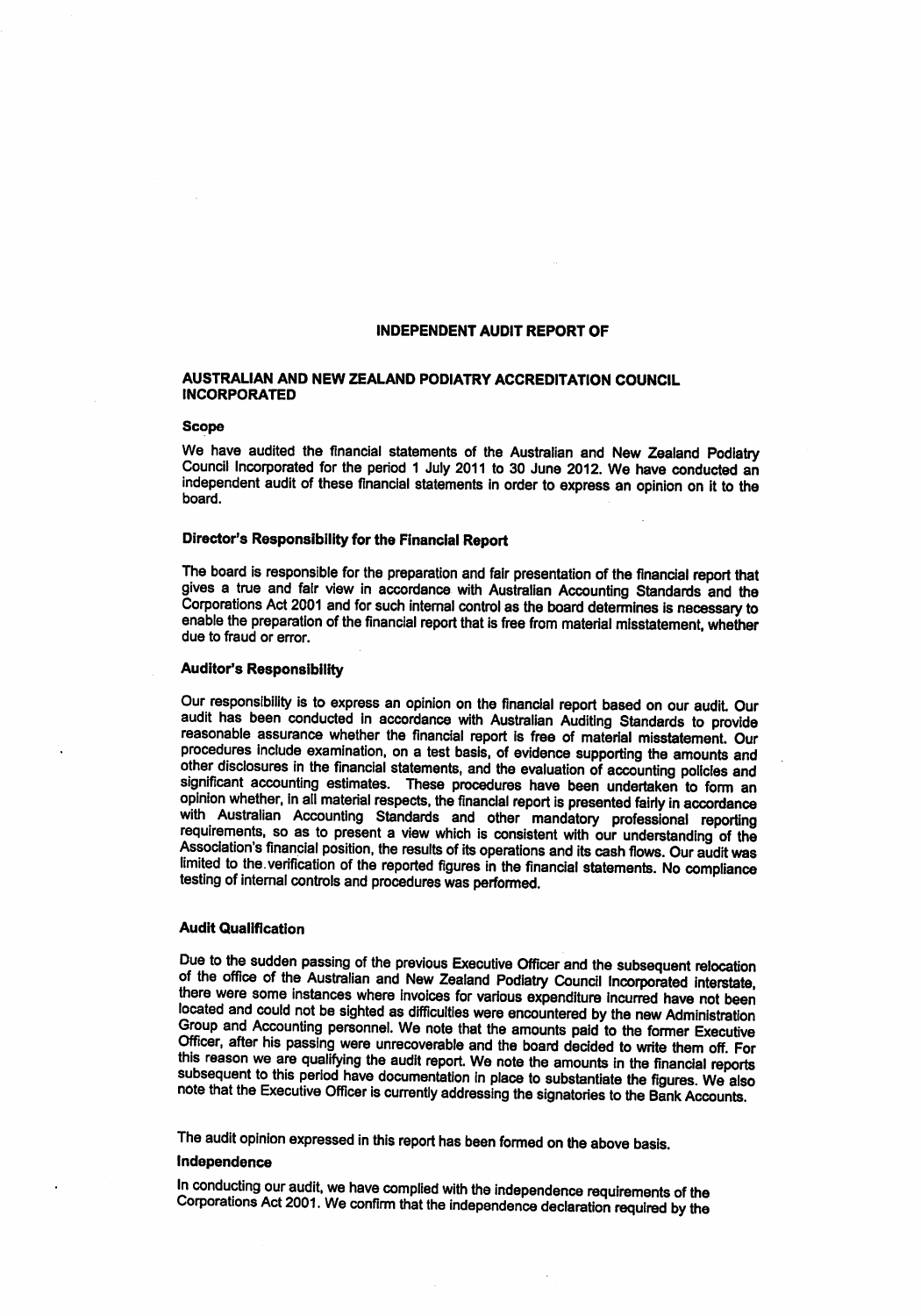# INDEPENDENT AUDIT REPORT OF

## AUSTRALIAN AND NEW ZEALAND PODIATRY ACCREDITATION COUNCIL INCORPORATED

### Scope

We have audited the financial statements of the Australian and New Zealand Podiatry Council Incorporated for the period 1 July 2011 to 30 June 2012. We have conducted an independent audit of these financial statements in order to express an opinion on it to the board.

### Director's Responsibility for the Financial Report

The board is responsible for the preparation and fair presentation of the financial report that gives a true and fair view in accordance with Australian Accounting Standards and the Corporations Act 2001 and for such internal control as the board determines is necessary to enable the preparation of the financial report that is free from material misstatement, whether due to fraud or error.

### Auditor's Responsibility

Our responsibility is to express an opinion on the financial report based on our audit. Our audit has been conducted in accordance with Australian Auditing Standards to provide reasonable assurance whether the financial report is free of material misstatement. Our procedures include examination, on a test basis, of evidence supporting the amounts and other disclosures in the financial statements, and the evaluation of accounting policies and significant accounting estimates. These procedures have been undertaken to form an opinion whether, in all material respects, the financial report is presented fairly in accordance with Australian Accounting Standards and other mandatory professional reporting requirements, so as to present a view which is consistent with our understanding of the Association's financial position, the results of its operations and its cash flows. Our audit was limited to the verification of the reported figures in the financial statements. No compliance testing of internal controls and procedures was performed.

### Audit Qualification

Due to the sudden passing of the previous Executive Officer and the subsequent relocation of the office of the Australian and New Zealand Podiatry Council Incorporated interstate, there were some instances where invoices for various expenditure incurred have not been located and could not be sighted as difficulties were encountered by the new Administration Group and Accounting personnel. We note that the amounts paid to the former Executive Officer, after his passing were unrecoverable and the board decided to write them off. For this reason we are qualifying the audit report. We note the amounts in the financial reports subsequent to this period have documentation in place to substantiate the figures. We also note that the Executive Officer is currently addressing the signatories to the Bank Accounts.

The audit opinion expressed in this report has been formed on the above basis.

### Independence

In conducting our audit, we have complied with the independence requirements of the Corporations Act 2001. We confirm that the independence declaration required by the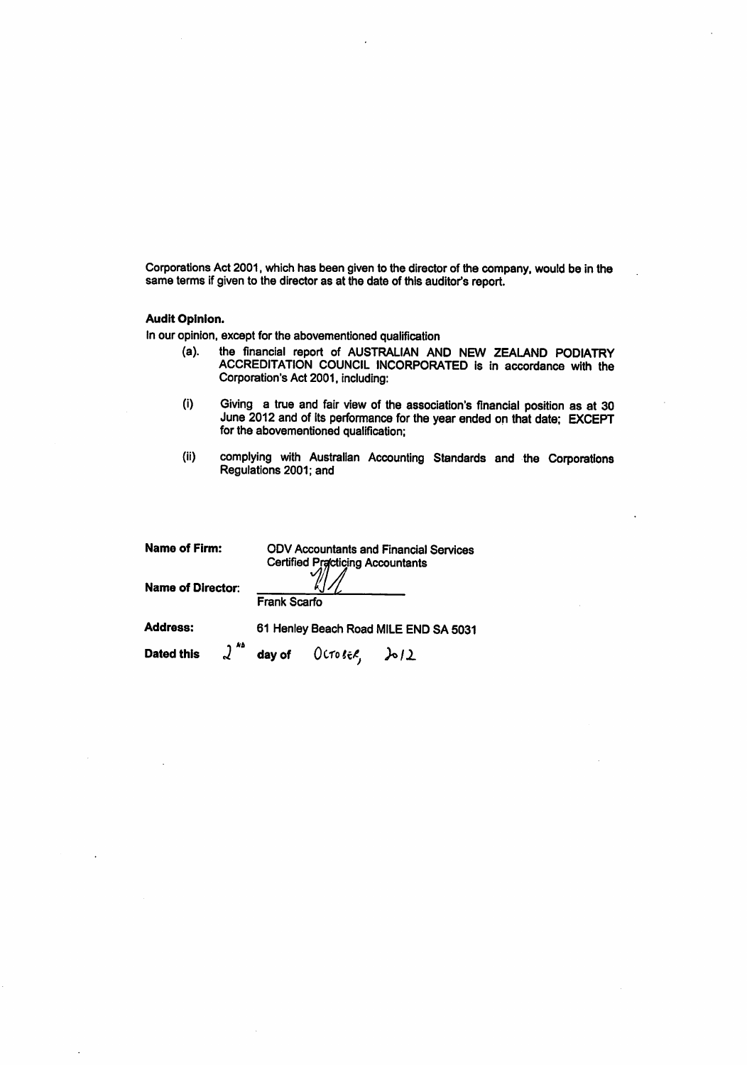Corporations Act 2001, which has been given to the director of the company, would be in the same terms if given to the director as at the date of this auditor's report.

**Audit Opinion.**

In our opinion, except for the abovementioned qualification

(a). the financial report of AUSTRALIAN AND NEW ZEALAND PODIATRY ACCREDITATION COUNCIL INCORPORATED is in accordance with the Corporation's Act 2001, including:

(i) Giving a true and fair view of the association's financial position as at 30 June 2012 and of its performance for the year ended on that date; EXCEPT for the abovementioned qualification;

(ii) complying with Australian Accounting Standards and the Corporations Regulations 2001; and

**Name of Firm:** ODV Accountants and Financial Services
Certified Practicing Accountants

**Name of Director:** Frank Scarfo

**Address:** 61 Henley Beach Road MILE END SA 5031

**Dated this** 2[nd] **day of** October, 2012